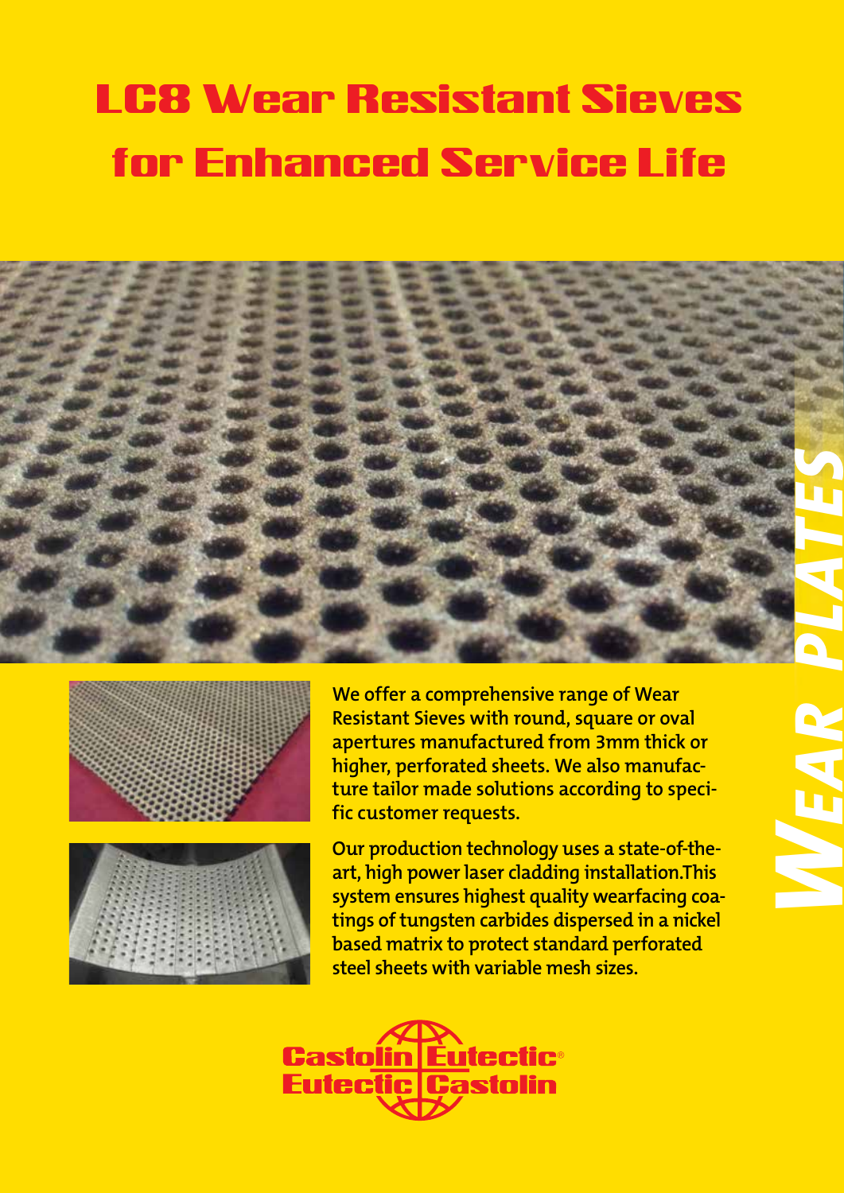# LC8 Wear Resistant Sieves for Enhanced Service Life

WEAR PLATES

We offer a comprehensive range of Wear Resistant Sieves with round, square or oval apertures manufactured from 3mm thick or higher, perforated sheets. We also manufacture tailor made solutions according to specific customer requests.

Our production technology uses a state-of-the-art, high power laser cladding installation.This system ensures highest quality wearfacing coatings of tungsten carbides dispersed in a nickel based matrix to protect standard perforated steel sheets with variable mesh sizes.

Castolin Eutectic®
Eutectic Castolin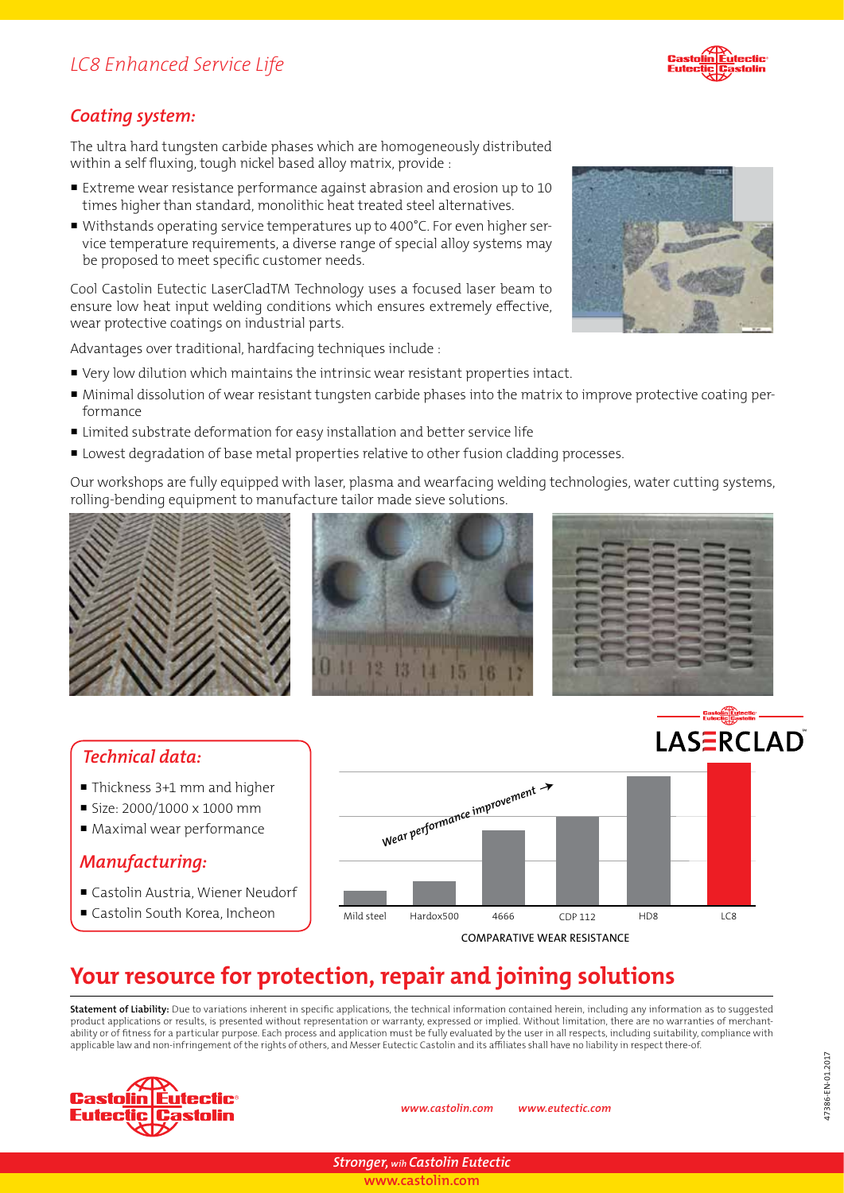## Coating system:

The ultra hard tungsten carbide phases which are homogeneously distributed within a self fluxing, tough nickel based alloy matrix, provide :

- Extreme wear resistance performance against abrasion and erosion up to 10 times higher than standard, monolithic heat treated steel alternatives.
- Withstands operating service temperatures up to 400°C. For even higher service temperature requirements, a diverse range of special alloy systems may be proposed to meet specific customer needs.

Cool Castolin Eutectic LaserCladTM Technology uses a focused laser beam to ensure low heat input welding conditions which ensures extremely effective, wear protective coatings on industrial parts.

Advantages over traditional, hardfacing techniques include :

- Very low dilution which maintains the intrinsic wear resistant properties intact.
- Minimal dissolution of wear resistant tungsten carbide phases into the matrix to improve protective coating performance
- Limited substrate deformation for easy installation and better service life
- Lowest degradation of base metal properties relative to other fusion cladding processes.

Our workshops are fully equipped with laser, plasma and wearfacing welding technologies, water cutting systems, rolling-bending equipment to manufacture tailor made sieve solutions.

## Technical data:

- Thickness 3+1 mm and higher
- Size: 2000/1000 x 1000 mm
- Maximal wear performance

## Manufacturing:

- Castolin Austria, Wiener Neudorf
- Castolin South Korea, Incheon

LASERCLAD

Wear performance improvement →

Mild steel
Hardox500
4666
CDP 112
HD8
LC8

COMPARATIVE WEAR RESISTANCE

# Your resource for protection, repair and joining solutions

**Statement of Liability:** Due to variations inherent in specific applications, the technical information contained herein, including any information as to suggested product applications or results, is presented without representation or warranty, expressed or implied. Without limitation, there are no warranties of merchantability or of fitness for a particular purpose. Each process and application must be fully evaluated by the user in all respects, including suitability, compliance with applicable law and non-infringement of the rights of others, and Messer Eutectic Castolin and its affiliates shall have no liability in respect there-of.

*www.castolin.com* *www.eutectic.com*

47386-EN-01.2017

*Stronger, with Castolin Eutectic*
www.castolin.com